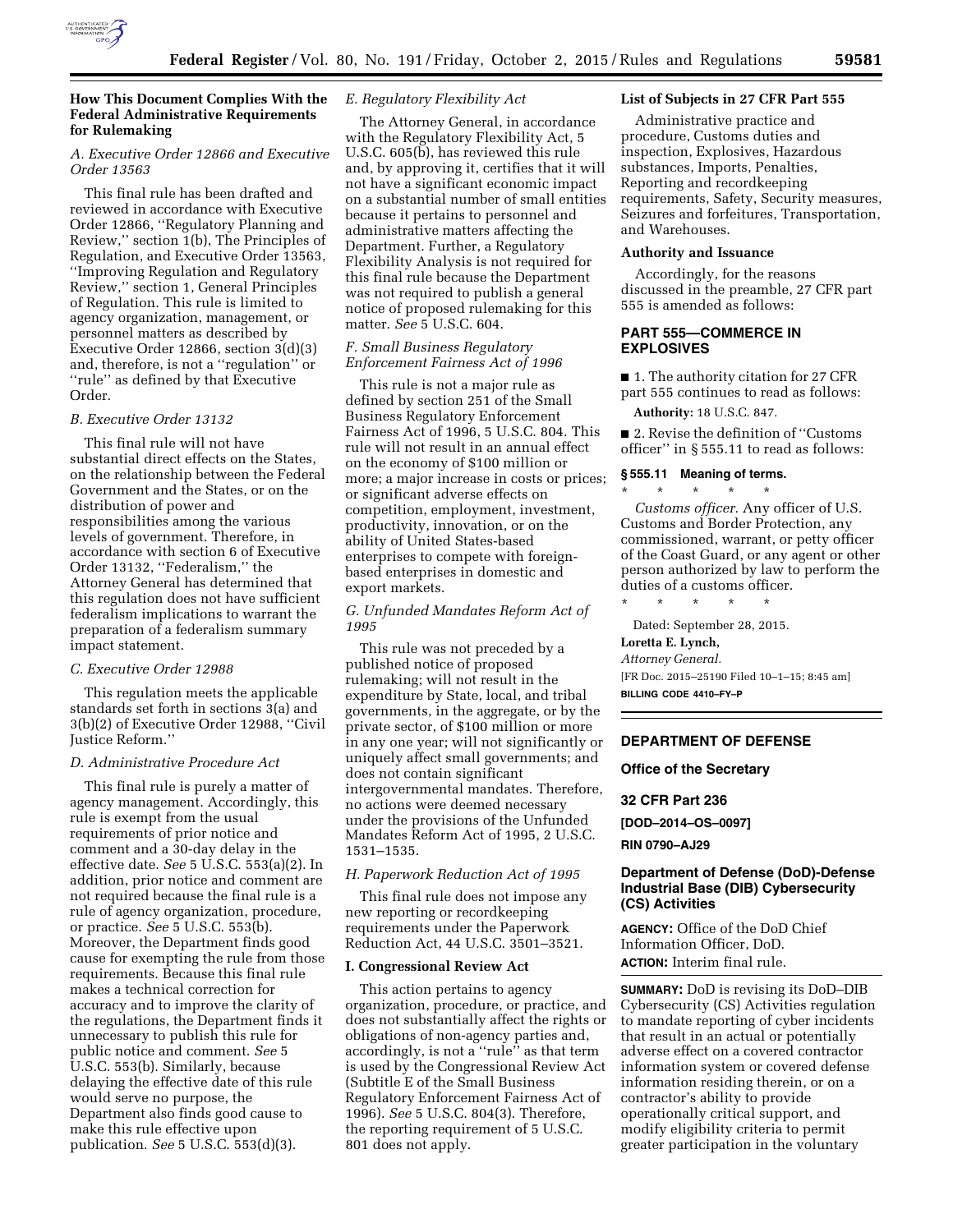## How This Document Complies With the Federal Administrative Requirements for Rulemaking

### *A. Executive Order 12866 and Executive Order 13563*

This final rule has been drafted and reviewed in accordance with Executive Order 12866, ''Regulatory Planning and Review,'' section 1(b), The Principles of Regulation, and Executive Order 13563, ''Improving Regulation and Regulatory Review,'' section 1, General Principles of Regulation. This rule is limited to agency organization, management, or personnel matters as described by Executive Order 12866, section 3(d)(3) and, therefore, is not a ''regulation'' or ''rule'' as defined by that Executive Order.

### *B. Executive Order 13132*

This final rule will not have substantial direct effects on the States, on the relationship between the Federal Government and the States, or on the distribution of power and responsibilities among the various levels of government. Therefore, in accordance with section 6 of Executive Order 13132, ''Federalism,'' the Attorney General has determined that this regulation does not have sufficient federalism implications to warrant the preparation of a federalism summary impact statement.

### *C. Executive Order 12988*

This regulation meets the applicable standards set forth in sections 3(a) and 3(b)(2) of Executive Order 12988, ''Civil Justice Reform.''

### *D. Administrative Procedure Act*

This final rule is purely a matter of agency management. Accordingly, this rule is exempt from the usual requirements of prior notice and comment and a 30-day delay in the effective date. *See* 5 U.S.C. 553(a)(2). In addition, prior notice and comment are not required because the final rule is a rule of agency organization, procedure, or practice. *See* 5 U.S.C. 553(b). Moreover, the Department finds good cause for exempting the rule from those requirements. Because this final rule makes a technical correction for accuracy and to improve the clarity of the regulations, the Department finds it unnecessary to publish this rule for public notice and comment. *See* 5 U.S.C. 553(b). Similarly, because delaying the effective date of this rule would serve no purpose, the Department also finds good cause to make this rule effective upon publication. *See* 5 U.S.C. 553(d)(3).

### *E. Regulatory Flexibility Act*

The Attorney General, in accordance with the Regulatory Flexibility Act, 5 U.S.C. 605(b), has reviewed this rule and, by approving it, certifies that it will not have a significant economic impact on a substantial number of small entities because it pertains to personnel and administrative matters affecting the Department. Further, a Regulatory Flexibility Analysis is not required for this final rule because the Department was not required to publish a general notice of proposed rulemaking for this matter. *See* 5 U.S.C. 604.

### *F. Small Business Regulatory Enforcement Fairness Act of 1996*

This rule is not a major rule as defined by section 251 of the Small Business Regulatory Enforcement Fairness Act of 1996, 5 U.S.C. 804. This rule will not result in an annual effect on the economy of $100 million or more; a major increase in costs or prices; or significant adverse effects on competition, employment, investment, productivity, innovation, or on the ability of United States-based enterprises to compete with foreign-based enterprises in domestic and export markets.

### *G. Unfunded Mandates Reform Act of 1995*

This rule was not preceded by a published notice of proposed rulemaking; will not result in the expenditure by State, local, and tribal governments, in the aggregate, or by the private sector, of $100 million or more in any one year; will not significantly or uniquely affect small governments; and does not contain significant intergovernmental mandates. Therefore, no actions were deemed necessary under the provisions of the Unfunded Mandates Reform Act of 1995, 2 U.S.C. 1531–1535.

### *H. Paperwork Reduction Act of 1995*

This final rule does not impose any new reporting or recordkeeping requirements under the Paperwork Reduction Act, 44 U.S.C. 3501–3521.

### I. Congressional Review Act

This action pertains to agency organization, procedure, or practice, and does not substantially affect the rights or obligations of non-agency parties and, accordingly, is not a ''rule'' as that term is used by the Congressional Review Act (Subtitle E of the Small Business Regulatory Enforcement Fairness Act of 1996). *See* 5 U.S.C. 804(3). Therefore, the reporting requirement of 5 U.S.C. 801 does not apply.

### List of Subjects in 27 CFR Part 555

Administrative practice and procedure, Customs duties and inspection, Explosives, Hazardous substances, Imports, Penalties, Reporting and recordkeeping requirements, Safety, Security measures, Seizures and forfeitures, Transportation, and Warehouses.

### Authority and Issuance

Accordingly, for the reasons discussed in the preamble, 27 CFR part 555 is amended as follows:

## PART 555—COMMERCE IN EXPLOSIVES

■ 1. The authority citation for 27 CFR part 555 continues to read as follows:

**Authority:** 18 U.S.C. 847.

■ 2. Revise the definition of ''Customs officer'' in § 555.11 to read as follows:

### § 555.11 Meaning of terms.

\* \* \* \* \*

*Customs officer.* Any officer of U.S. Customs and Border Protection, any commissioned, warrant, or petty officer of the Coast Guard, or any agent or other person authorized by law to perform the duties of a customs officer.

\* \* \* \* \*

Dated: September 28, 2015.

**Loretta E. Lynch,**

*Attorney General.*

[FR Doc. 2015–25190 Filed 10–1–15; 8:45 am]

**BILLING CODE 4410–FY–P**

---

## DEPARTMENT OF DEFENSE

### Office of the Secretary

### 32 CFR Part 236

**[DOD–2014–OS–0097]**

**RIN 0790–AJ29**

## Department of Defense (DoD)-Defense Industrial Base (DIB) Cybersecurity (CS) Activities

**AGENCY:** Office of the DoD Chief Information Officer, DoD.

**ACTION:** Interim final rule.

**SUMMARY:** DoD is revising its DoD–DIB Cybersecurity (CS) Activities regulation to mandate reporting of cyber incidents that result in an actual or potentially adverse effect on a covered contractor information system or covered defense information residing therein, or on a contractor's ability to provide operationally critical support, and modify eligibility criteria to permit greater participation in the voluntary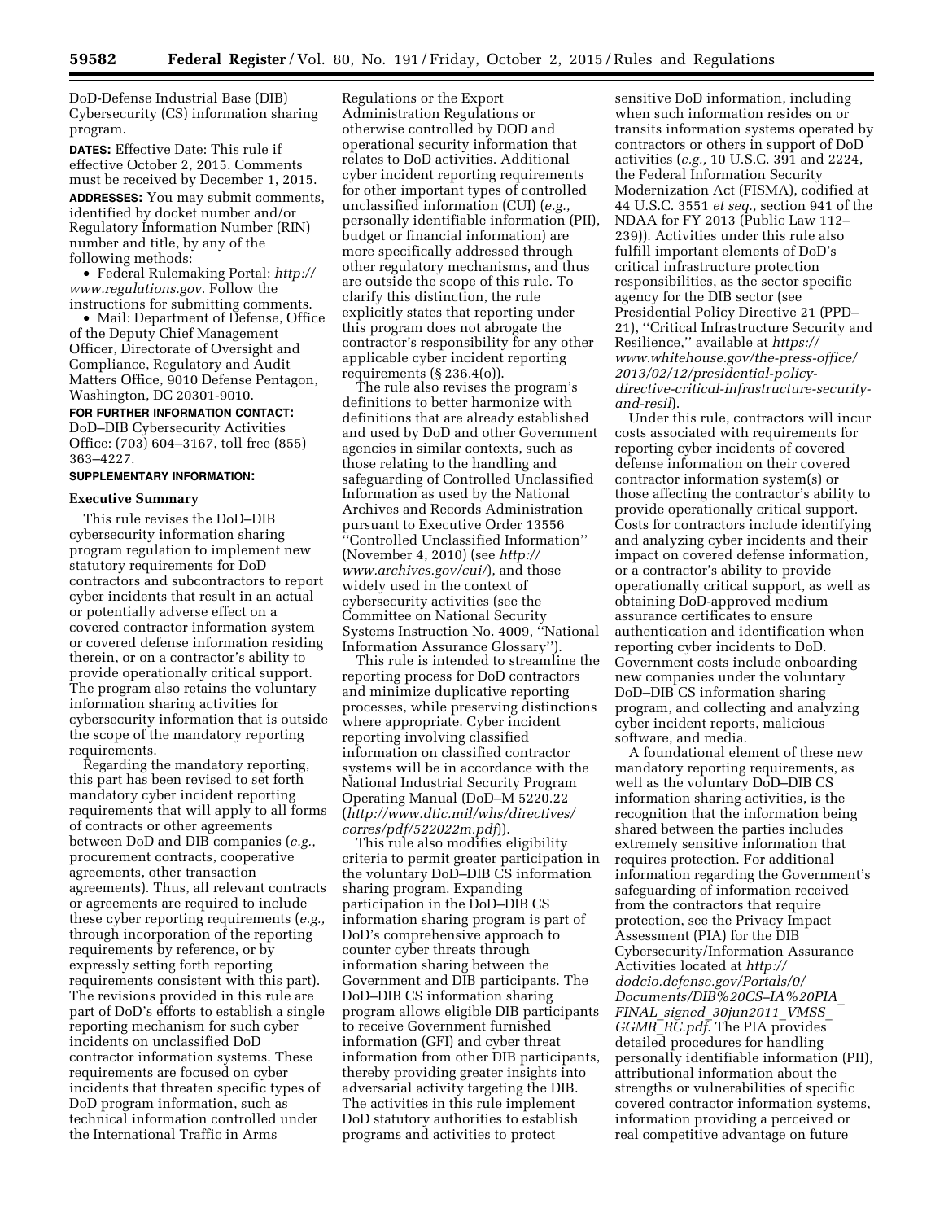DoD-Defense Industrial Base (DIB) Cybersecurity (CS) information sharing program.

**DATES:** Effective Date: This rule if effective October 2, 2015. Comments must be received by December 1, 2015.

**ADDRESSES:** You may submit comments, identified by docket number and/or Regulatory Information Number (RIN) number and title, by any of the following methods:

- Federal Rulemaking Portal: *http://www.regulations.gov*. Follow the instructions for submitting comments.
- Mail: Department of Defense, Office of the Deputy Chief Management Officer, Directorate of Oversight and Compliance, Regulatory and Audit Matters Office, 9010 Defense Pentagon, Washington, DC 20301-9010.

**FOR FURTHER INFORMATION CONTACT:** DoD–DIB Cybersecurity Activities Office: (703) 604–3167, toll free (855) 363–4227.

**SUPPLEMENTARY INFORMATION:**

**Executive Summary**

This rule revises the DoD–DIB cybersecurity information sharing program regulation to implement new statutory requirements for DoD contractors and subcontractors to report cyber incidents that result in an actual or potentially adverse effect on a covered contractor information system or covered defense information residing therein, or on a contractor's ability to provide operationally critical support. The program also retains the voluntary information sharing activities for cybersecurity information that is outside the scope of the mandatory reporting requirements.

Regarding the mandatory reporting, this part has been revised to set forth mandatory cyber incident reporting requirements that will apply to all forms of contracts or other agreements between DoD and DIB companies (*e.g.,* procurement contracts, cooperative agreements, other transaction agreements). Thus, all relevant contracts or agreements are required to include these cyber reporting requirements (*e.g.,* through incorporation of the reporting requirements by reference, or by expressly setting forth reporting requirements consistent with this part). The revisions provided in this rule are part of DoD's efforts to establish a single reporting mechanism for such cyber incidents on unclassified DoD contractor information systems. These requirements are focused on cyber incidents that threaten specific types of DoD program information, such as technical information controlled under the International Traffic in Arms Regulations or the Export Administration Regulations or otherwise controlled by DOD and operational security information that relates to DoD activities. Additional cyber incident reporting requirements for other important types of controlled unclassified information (CUI) (*e.g.,* personally identifiable information (PII), budget or financial information) are more specifically addressed through other regulatory mechanisms, and thus are outside the scope of this rule. To clarify this distinction, the rule explicitly states that reporting under this program does not abrogate the contractor's responsibility for any other applicable cyber incident reporting requirements (§ 236.4(o)).

The rule also revises the program's definitions to better harmonize with definitions that are already established and used by DoD and other Government agencies in similar contexts, such as those relating to the handling and safeguarding of Controlled Unclassified Information as used by the National Archives and Records Administration pursuant to Executive Order 13556 ''Controlled Unclassified Information'' (November 4, 2010) (see *http://www.archives.gov/cui/*), and those widely used in the context of cybersecurity activities (see the Committee on National Security Systems Instruction No. 4009, ''National Information Assurance Glossary'').

This rule is intended to streamline the reporting process for DoD contractors and minimize duplicative reporting processes, while preserving distinctions where appropriate. Cyber incident reporting involving classified information on classified contractor systems will be in accordance with the National Industrial Security Program Operating Manual (DoD–M 5220.22 (*http://www.dtic.mil/whs/directives/corres/pdf/522022m.pdf*)).

This rule also modifies eligibility criteria to permit greater participation in the voluntary DoD–DIB CS information sharing program. Expanding participation in the DoD–DIB CS information sharing program is part of DoD's comprehensive approach to counter cyber threats through information sharing between the Government and DIB participants. The DoD–DIB CS information sharing program allows eligible DIB participants to receive Government furnished information (GFI) and cyber threat information from other DIB participants, thereby providing greater insights into adversarial activity targeting the DIB. The activities in this rule implement DoD statutory authorities to establish programs and activities to protect sensitive DoD information, including when such information resides on or transits information systems operated by contractors or others in support of DoD activities (*e.g.,* 10 U.S.C. 391 and 2224, the Federal Information Security Modernization Act (FISMA), codified at 44 U.S.C. 3551 *et seq.,* section 941 of the NDAA for FY 2013 (Public Law 112–239)). Activities under this rule also fulfill important elements of DoD's critical infrastructure protection responsibilities, as the sector specific agency for the DIB sector (see Presidential Policy Directive 21 (PPD–21), ''Critical Infrastructure Security and Resilience,'' available at *https://www.whitehouse.gov/the-press-office/2013/02/12/presidential-policy-directive-critical-infrastructure-security-and-resil*).

Under this rule, contractors will incur costs associated with requirements for reporting cyber incidents of covered defense information on their covered contractor information system(s) or those affecting the contractor's ability to provide operationally critical support. Costs for contractors include identifying and analyzing cyber incidents and their impact on covered defense information, or a contractor's ability to provide operationally critical support, as well as obtaining DoD-approved medium assurance certificates to ensure authentication and identification when reporting cyber incidents to DoD. Government costs include onboarding new companies under the voluntary DoD–DIB CS information sharing program, and collecting and analyzing cyber incident reports, malicious software, and media.

A foundational element of these new mandatory reporting requirements, as well as the voluntary DoD–DIB CS information sharing activities, is the recognition that the information being shared between the parties includes extremely sensitive information that requires protection. For additional information regarding the Government's safeguarding of information received from the contractors that require protection, see the Privacy Impact Assessment (PIA) for the DIB Cybersecurity/Information Assurance Activities located at *http://dodcio.defense.gov/Portals/0/Documents/DIB%20CS–IA%20PIA_FINAL_signed_30jun2011_VMSS_GGMR_RC.pdf*. The PIA provides detailed procedures for handling personally identifiable information (PII), attributional information about the strengths or vulnerabilities of specific covered contractor information systems, information providing a perceived or real competitive advantage on future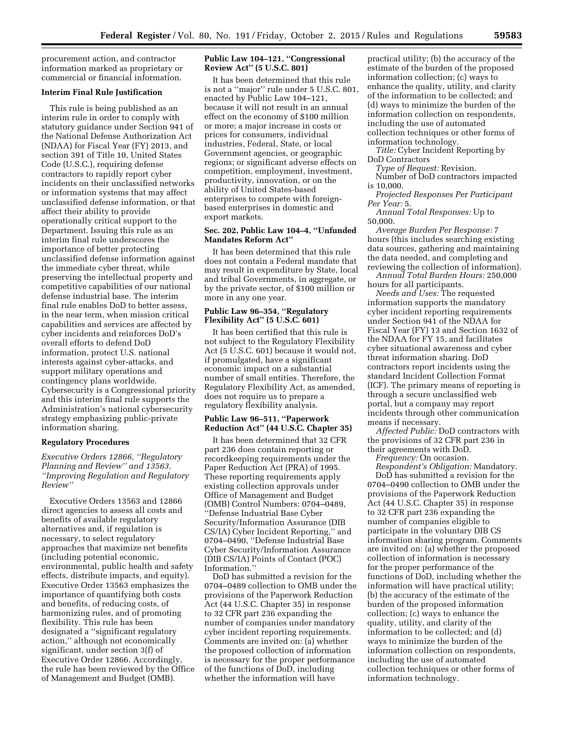procurement action, and contractor information marked as proprietary or commercial or financial information.

**Interim Final Rule Justification**

This rule is being published as an interim rule in order to comply with statutory guidance under Section 941 of the National Defense Authorization Act (NDAA) for Fiscal Year (FY) 2013, and section 391 of Title 10, United States Code (U.S.C.), requiring defense contractors to rapidly report cyber incidents on their unclassified networks or information systems that may affect unclassified defense information, or that affect their ability to provide operationally critical support to the Department. Issuing this rule as an interim final rule underscores the importance of better protecting unclassified defense information against the immediate cyber threat, while preserving the intellectual property and competitive capabilities of our national defense industrial base. The interim final rule enables DoD to better assess, in the near term, when mission critical capabilities and services are affected by cyber incidents and reinforces DoD's overall efforts to defend DoD information, protect U.S. national interests against cyber-attacks, and support military operations and contingency plans worldwide. Cybersecurity is a Congressional priority and this interim final rule supports the Administration's national cybersecurity strategy emphasizing public-private information sharing.

**Regulatory Procedures**

*Executive Orders 12866, ''Regulatory Planning and Review'' and 13563, ''Improving Regulation and Regulatory Review''*

Executive Orders 13563 and 12866 direct agencies to assess all costs and benefits of available regulatory alternatives and, if regulation is necessary, to select regulatory approaches that maximize net benefits (including potential economic, environmental, public health and safety effects, distribute impacts, and equity). Executive Order 13563 emphasizes the importance of quantifying both costs and benefits, of reducing costs, of harmonizing rules, and of promoting flexibility. This rule has been designated a ''significant regulatory action,'' although not economically significant, under section 3(f) of Executive Order 12866. Accordingly, the rule has been reviewed by the Office of Management and Budget (OMB).

**Public Law 104–121, ''Congressional Review Act'' (5 U.S.C. 801)**

It has been determined that this rule is not a ''major'' rule under 5 U.S.C. 801, enacted by Public Law 104–121, because it will not result in an annual effect on the economy of $100 million or more; a major increase in costs or prices for consumers, individual industries, Federal, State, or local Government agencies, or geographic regions; or significant adverse effects on competition, employment, investment, productivity, innovation, or on the ability of United States-based enterprises to compete with foreign-based enterprises in domestic and export markets.

**Sec. 202, Public Law 104–4, ''Unfunded Mandates Reform Act''**

It has been determined that this rule does not contain a Federal mandate that may result in expenditure by State, local and tribal Governments, in aggregate, or by the private sector, of $100 million or more in any one year.

**Public Law 96–354, ''Regulatory Flexibility Act'' (5 U.S.C. 601)**

It has been certified that this rule is not subject to the Regulatory Flexibility Act (5 U.S.C. 601) because it would not, if promulgated, have a significant economic impact on a substantial number of small entities. Therefore, the Regulatory Flexibility Act, as amended, does not require us to prepare a regulatory flexibility analysis.

**Public Law 96–511, ''Paperwork Reduction Act'' (44 U.S.C. Chapter 35)**

It has been determined that 32 CFR part 236 does contain reporting or recordkeeping requirements under the Paper Reduction Act (PRA) of 1995. These reporting requirements apply existing collection approvals under Office of Management and Budget (OMB) Control Numbers: 0704–0489, ''Defense Industrial Base Cyber Security/Information Assurance (DIB CS/IA) Cyber Incident Reporting,'' and 0704–0490, ''Defense Industrial Base Cyber Security/Information Assurance (DIB CS/IA) Points of Contact (POC) Information.''

DoD has submitted a revision for the 0704–0489 collection to OMB under the provisions of the Paperwork Reduction Act (44 U.S.C. Chapter 35) in response to 32 CFR part 236 expanding the number of companies under mandatory cyber incident reporting requirements. Comments are invited on: (a) whether the proposed collection of information is necessary for the proper performance of the functions of DoD, including whether the information will have practical utility; (b) the accuracy of the estimate of the burden of the proposed information collection; (c) ways to enhance the quality, utility, and clarity of the information to be collected; and (d) ways to minimize the burden of the information collection on respondents, including the use of automated collection techniques or other forms of information technology.

*Title:* Cyber Incident Reporting by DoD Contractors

*Type of Request:* Revision.

Number of DoD contractors impacted is 10,000.

*Projected Responses Per Participant Per Year:* 5.

*Annual Total Responses:* Up to 50,000.

*Average Burden Per Response:* 7 hours (this includes searching existing data sources, gathering and maintaining the data needed, and completing and reviewing the collection of information).

*Annual Total Burden Hours:* 250,000 hours for all participants.

*Needs and Uses:* The requested information supports the mandatory cyber incident reporting requirements under Section 941 of the NDAA for Fiscal Year (FY) 13 and Section 1632 of the NDAA for FY 15, and facilitates cyber situational awareness and cyber threat information sharing. DoD contractors report incidents using the standard Incident Collection Format (ICF). The primary means of reporting is through a secure unclassified web portal, but a company may report incidents through other communication means if necessary.

*Affected Public:* DoD contractors with the provisions of 32 CFR part 236 in their agreements with DoD.

*Frequency:* On occasion.

*Respondent's Obligation:* Mandatory.

DoD has submitted a revision for the 0704–0490 collection to OMB under the provisions of the Paperwork Reduction Act (44 U.S.C. Chapter 35) in response to 32 CFR part 236 expanding the number of companies eligible to participate in the voluntary DIB CS information sharing program. Comments are invited on: (a) whether the proposed collection of information is necessary for the proper performance of the functions of DoD, including whether the information will have practical utility; (b) the accuracy of the estimate of the burden of the proposed information collection; (c) ways to enhance the quality, utility, and clarity of the information to be collected; and (d) ways to minimize the burden of the information collection on respondents, including the use of automated collection techniques or other forms of information technology.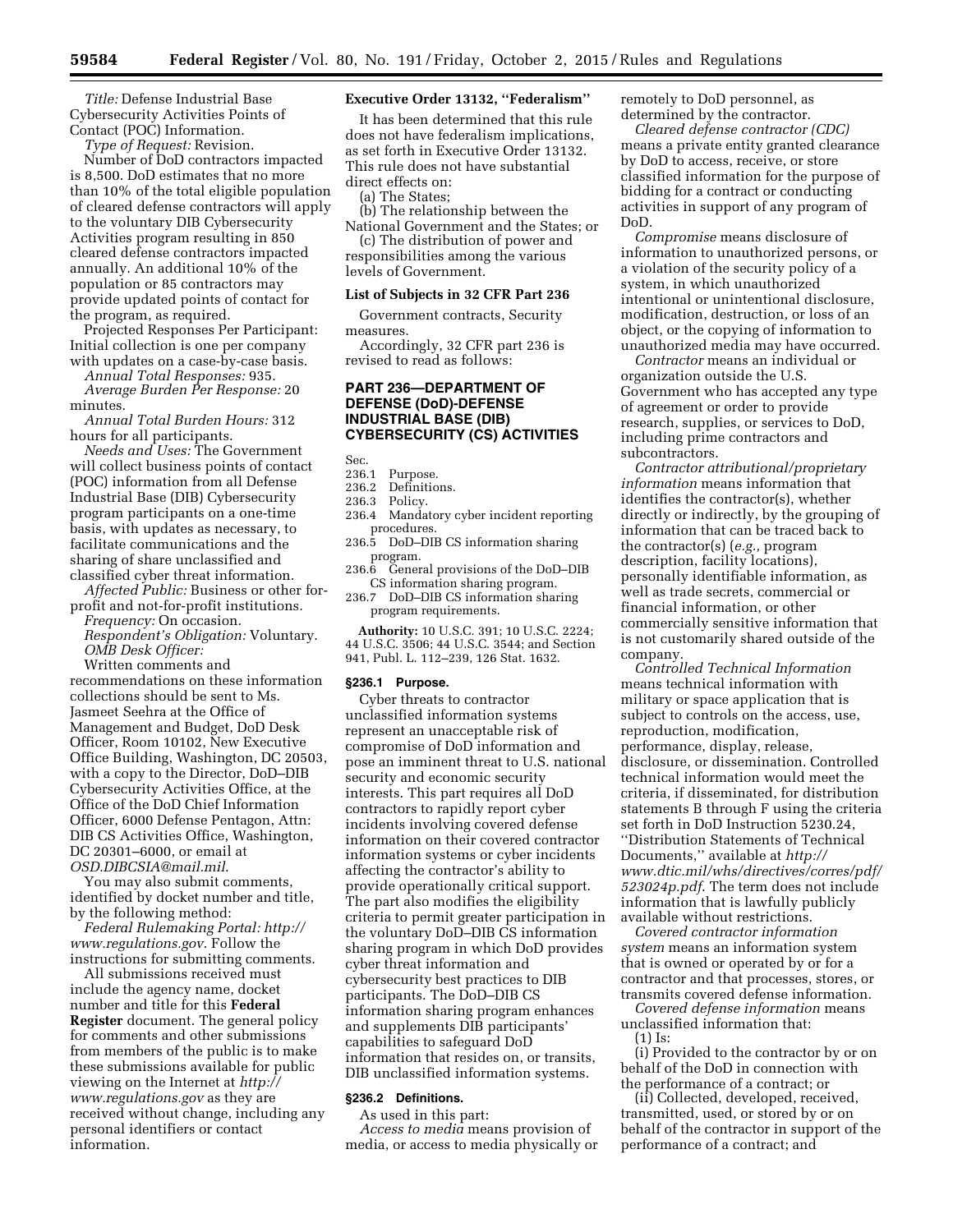*Title:* Defense Industrial Base Cybersecurity Activities Points of Contact (POC) Information.

*Type of Request:* Revision.

Number of DoD contractors impacted is 8,500. DoD estimates that no more than 10% of the total eligible population of cleared defense contractors will apply to the voluntary DIB Cybersecurity Activities program resulting in 850 cleared defense contractors impacted annually. An additional 10% of the population or 85 contractors may provide updated points of contact for the program, as required.

Projected Responses Per Participant: Initial collection is one per company with updates on a case-by-case basis.

*Annual Total Responses:* 935.

*Average Burden Per Response:* 20 minutes.

*Annual Total Burden Hours:* 312 hours for all participants.

*Needs and Uses:* The Government will collect business points of contact (POC) information from all Defense Industrial Base (DIB) Cybersecurity program participants on a one-time basis, with updates as necessary, to facilitate communications and the sharing of share unclassified and classified cyber threat information.

*Affected Public:* Business or other for-profit and not-for-profit institutions.

*Frequency:* On occasion.

*Respondent's Obligation:* Voluntary.

*OMB Desk Officer:*

Written comments and recommendations on these information collections should be sent to Ms. Jasmeet Seehra at the Office of Management and Budget, DoD Desk Officer, Room 10102, New Executive Office Building, Washington, DC 20503, with a copy to the Director, DoD–DIB Cybersecurity Activities Office, at the Office of the DoD Chief Information Officer, 6000 Defense Pentagon, Attn: DIB CS Activities Office, Washington, DC 20301–6000, or email at *OSD.DIBCSIA@mail.mil*.

You may also submit comments, identified by docket number and title, by the following method:

*Federal Rulemaking Portal: http://www.regulations.gov*. Follow the instructions for submitting comments.

All submissions received must include the agency name, docket number and title for this **Federal Register** document. The general policy for comments and other submissions from members of the public is to make these submissions available for public viewing on the Internet at *http://www.regulations.gov* as they are received without change, including any personal identifiers or contact information.

**Executive Order 13132, "Federalism"**

It has been determined that this rule does not have federalism implications, as set forth in Executive Order 13132. This rule does not have substantial direct effects on:

(a) The States;

(b) The relationship between the National Government and the States; or

(c) The distribution of power and responsibilities among the various levels of Government.

**List of Subjects in 32 CFR Part 236**

Government contracts, Security measures.

Accordingly, 32 CFR part 236 is revised to read as follows:

## PART 236—DEPARTMENT OF DEFENSE (DoD)-DEFENSE INDUSTRIAL BASE (DIB) CYBERSECURITY (CS) ACTIVITIES

Sec.
236.1 Purpose.
236.2 Definitions.
236.3 Policy.
236.4 Mandatory cyber incident reporting procedures.
236.5 DoD–DIB CS information sharing program.
236.6 General provisions of the DoD–DIB CS information sharing program.
236.7 DoD–DIB CS information sharing program requirements.

**Authority:** 10 U.S.C. 391; 10 U.S.C. 2224; 44 U.S.C. 3506; 44 U.S.C. 3544; and Section 941, Publ. L. 112–239, 126 Stat. 1632.

### §236.1 Purpose.

Cyber threats to contractor unclassified information systems represent an unacceptable risk of compromise of DoD information and pose an imminent threat to U.S. national security and economic security interests. This part requires all DoD contractors to rapidly report cyber incidents involving covered defense information on their covered contractor information systems or cyber incidents affecting the contractor's ability to provide operationally critical support. The part also modifies the eligibility criteria to permit greater participation in the voluntary DoD–DIB CS information sharing program in which DoD provides cyber threat information and cybersecurity best practices to DIB participants. The DoD–DIB CS information sharing program enhances and supplements DIB participants' capabilities to safeguard DoD information that resides on, or transits, DIB unclassified information systems.

### §236.2 Definitions.

As used in this part:

*Access to media* means provision of media, or access to media physically or remotely to DoD personnel, as determined by the contractor.

*Cleared defense contractor (CDC)* means a private entity granted clearance by DoD to access, receive, or store classified information for the purpose of bidding for a contract or conducting activities in support of any program of DoD.

*Compromise* means disclosure of information to unauthorized persons, or a violation of the security policy of a system, in which unauthorized intentional or unintentional disclosure, modification, destruction, or loss of an object, or the copying of information to unauthorized media may have occurred.

*Contractor* means an individual or organization outside the U.S. Government who has accepted any type of agreement or order to provide research, supplies, or services to DoD, including prime contractors and subcontractors.

*Contractor attributional/proprietary information* means information that identifies the contractor(s), whether directly or indirectly, by the grouping of information that can be traced back to the contractor(s) (*e.g.,* program description, facility locations), personally identifiable information, as well as trade secrets, commercial or financial information, or other commercially sensitive information that is not customarily shared outside of the company.

*Controlled Technical Information* means technical information with military or space application that is subject to controls on the access, use, reproduction, modification, performance, display, release, disclosure, or dissemination. Controlled technical information would meet the criteria, if disseminated, for distribution statements B through F using the criteria set forth in DoD Instruction 5230.24, "Distribution Statements of Technical Documents," available at *http://www.dtic.mil/whs/directives/corres/pdf/523024p.pdf*. The term does not include information that is lawfully publicly available without restrictions.

*Covered contractor information system* means an information system that is owned or operated by or for a contractor and that processes, stores, or transmits covered defense information.

*Covered defense information* means unclassified information that:

(1) Is:

(i) Provided to the contractor by or on behalf of the DoD in connection with the performance of a contract; or

(ii) Collected, developed, received, transmitted, used, or stored by or on behalf of the contractor in support of the performance of a contract; and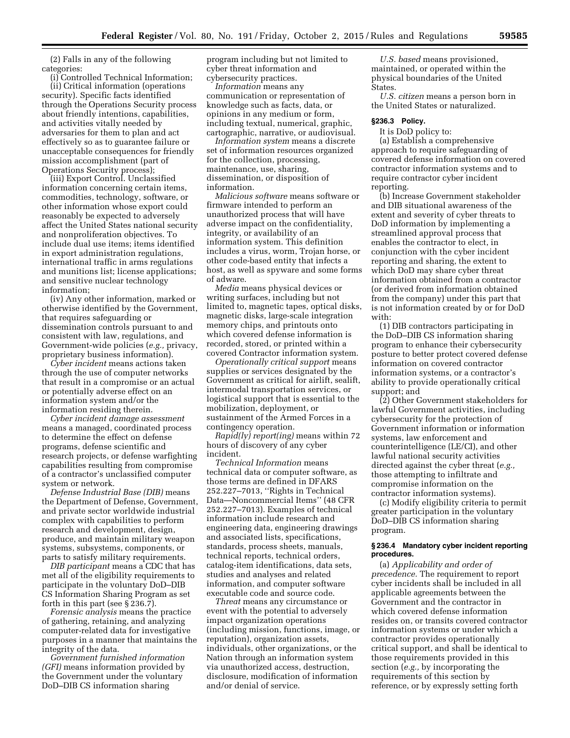(2) Falls in any of the following categories:

(i) Controlled Technical Information;

(ii) Critical information (operations security). Specific facts identified through the Operations Security process about friendly intentions, capabilities, and activities vitally needed by adversaries for them to plan and act effectively so as to guarantee failure or unacceptable consequences for friendly mission accomplishment (part of Operations Security process);

(iii) Export Control. Unclassified information concerning certain items, commodities, technology, software, or other information whose export could reasonably be expected to adversely affect the United States national security and nonproliferation objectives. To include dual use items; items identified in export administration regulations, international traffic in arms regulations and munitions list; license applications; and sensitive nuclear technology information;

(iv) Any other information, marked or otherwise identified by the Government, that requires safeguarding or dissemination controls pursuant to and consistent with law, regulations, and Government-wide policies (*e.g.,* privacy, proprietary business information).

*Cyber incident* means actions taken through the use of computer networks that result in a compromise or an actual or potentially adverse effect on an information system and/or the information residing therein.

*Cyber incident damage assessment* means a managed, coordinated process to determine the effect on defense programs, defense scientific and research projects, or defense warfighting capabilities resulting from compromise of a contractor's unclassified computer system or network.

*Defense Industrial Base (DIB)* means the Department of Defense, Government, and private sector worldwide industrial complex with capabilities to perform research and development, design, produce, and maintain military weapon systems, subsystems, components, or parts to satisfy military requirements.

*DIB participant* means a CDC that has met all of the eligibility requirements to participate in the voluntary DoD–DIB CS Information Sharing Program as set forth in this part (see § 236.7).

*Forensic analysis* means the practice of gathering, retaining, and analyzing computer-related data for investigative purposes in a manner that maintains the integrity of the data.

*Government furnished information (GFI)* means information provided by the Government under the voluntary DoD–DIB CS information sharing program including but not limited to cyber threat information and cybersecurity practices.

*Information* means any communication or representation of knowledge such as facts, data, or opinions in any medium or form, including textual, numerical, graphic, cartographic, narrative, or audiovisual.

*Information system* means a discrete set of information resources organized for the collection, processing, maintenance, use, sharing, dissemination, or disposition of information.

*Malicious software* means software or firmware intended to perform an unauthorized process that will have adverse impact on the confidentiality, integrity, or availability of an information system. This definition includes a virus, worm, Trojan horse, or other code-based entity that infects a host, as well as spyware and some forms of adware.

*Media* means physical devices or writing surfaces, including but not limited to, magnetic tapes, optical disks, magnetic disks, large-scale integration memory chips, and printouts onto which covered defense information is recorded, stored, or printed within a covered Contractor information system.

*Operationally critical support* means supplies or services designated by the Government as critical for airlift, sealift, intermodal transportation services, or logistical support that is essential to the mobilization, deployment, or sustainment of the Armed Forces in a contingency operation.

*Rapid(ly) report(ing)* means within 72 hours of discovery of any cyber incident.

*Technical Information* means technical data or computer software, as those terms are defined in DFARS 252.227–7013, ''Rights in Technical Data—Noncommercial Items'' (48 CFR 252.227–7013). Examples of technical information include research and engineering data, engineering drawings and associated lists, specifications, standards, process sheets, manuals, technical reports, technical orders, catalog-item identifications, data sets, studies and analyses and related information, and computer software executable code and source code.

*Threat* means any circumstance or event with the potential to adversely impact organization operations (including mission, functions, image, or reputation), organization assets, individuals, other organizations, or the Nation through an information system via unauthorized access, destruction, disclosure, modification of information and/or denial of service.

*U.S. based* means provisioned, maintained, or operated within the physical boundaries of the United States.

*U.S. citizen* means a person born in the United States or naturalized.

### § 236.3 Policy.

It is DoD policy to:

(a) Establish a comprehensive approach to require safeguarding of covered defense information on covered contractor information systems and to require contractor cyber incident reporting.

(b) Increase Government stakeholder and DIB situational awareness of the extent and severity of cyber threats to DoD information by implementing a streamlined approval process that enables the contractor to elect, in conjunction with the cyber incident reporting and sharing, the extent to which DoD may share cyber threat information obtained from a contractor (or derived from information obtained from the company) under this part that is not information created by or for DoD with:

(1) DIB contractors participating in the DoD–DIB CS information sharing program to enhance their cybersecurity posture to better protect covered defense information on covered contractor information systems, or a contractor's ability to provide operationally critical support; and

(2) Other Government stakeholders for lawful Government activities, including cybersecurity for the protection of Government information or information systems, law enforcement and counterintelligence (LE/CI), and other lawful national security activities directed against the cyber threat (*e.g.,* those attempting to infiltrate and compromise information on the contractor information systems).

(c) Modify eligibility criteria to permit greater participation in the voluntary DoD–DIB CS information sharing program.

### § 236.4 Mandatory cyber incident reporting procedures.

(a) *Applicability and order of precedence.* The requirement to report cyber incidents shall be included in all applicable agreements between the Government and the contractor in which covered defense information resides on, or transits covered contractor information systems or under which a contractor provides operationally critical support, and shall be identical to those requirements provided in this section (*e.g.,* by incorporating the requirements of this section by reference, or by expressly setting forth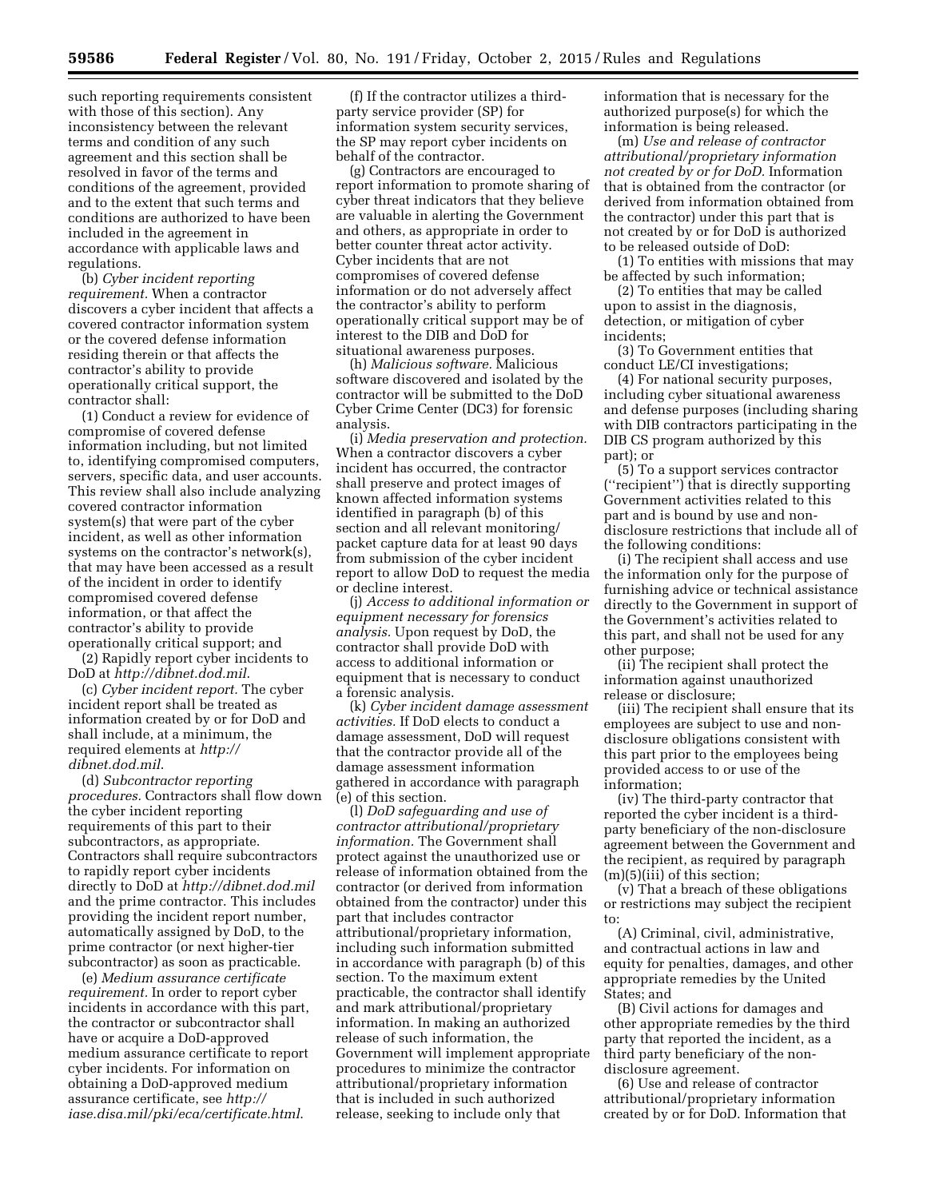such reporting requirements consistent with those of this section). Any inconsistency between the relevant terms and condition of any such agreement and this section shall be resolved in favor of the terms and conditions of the agreement, provided and to the extent that such terms and conditions are authorized to have been included in the agreement in accordance with applicable laws and regulations.

(b) *Cyber incident reporting requirement.* When a contractor discovers a cyber incident that affects a covered contractor information system or the covered defense information residing therein or that affects the contractor's ability to provide operationally critical support, the contractor shall:

(1) Conduct a review for evidence of compromise of covered defense information including, but not limited to, identifying compromised computers, servers, specific data, and user accounts. This review shall also include analyzing covered contractor information system(s) that were part of the cyber incident, as well as other information systems on the contractor's network(s), that may have been accessed as a result of the incident in order to identify compromised covered defense information, or that affect the contractor's ability to provide operationally critical support; and

(2) Rapidly report cyber incidents to DoD at *http://dibnet.dod.mil*.

(c) *Cyber incident report.* The cyber incident report shall be treated as information created by or for DoD and shall include, at a minimum, the required elements at *http://dibnet.dod.mil*.

(d) *Subcontractor reporting procedures.* Contractors shall flow down the cyber incident reporting requirements of this part to their subcontractors, as appropriate. Contractors shall require subcontractors to rapidly report cyber incidents directly to DoD at *http://dibnet.dod.mil* and the prime contractor. This includes providing the incident report number, automatically assigned by DoD, to the prime contractor (or next higher-tier subcontractor) as soon as practicable.

(e) *Medium assurance certificate requirement.* In order to report cyber incidents in accordance with this part, the contractor or subcontractor shall have or acquire a DoD-approved medium assurance certificate to report cyber incidents. For information on obtaining a DoD-approved medium assurance certificate, see *http://iase.disa.mil/pki/eca/certificate.html*.

(f) If the contractor utilizes a third-party service provider (SP) for information system security services, the SP may report cyber incidents on behalf of the contractor.

(g) Contractors are encouraged to report information to promote sharing of cyber threat indicators that they believe are valuable in alerting the Government and others, as appropriate in order to better counter threat actor activity. Cyber incidents that are not compromises of covered defense information or do not adversely affect the contractor's ability to perform operationally critical support may be of interest to the DIB and DoD for situational awareness purposes.

(h) *Malicious software.* Malicious software discovered and isolated by the contractor will be submitted to the DoD Cyber Crime Center (DC3) for forensic analysis.

(i) *Media preservation and protection.* When a contractor discovers a cyber incident has occurred, the contractor shall preserve and protect images of known affected information systems identified in paragraph (b) of this section and all relevant monitoring/packet capture data for at least 90 days from submission of the cyber incident report to allow DoD to request the media or decline interest.

(j) *Access to additional information or equipment necessary for forensics analysis.* Upon request by DoD, the contractor shall provide DoD with access to additional information or equipment that is necessary to conduct a forensic analysis.

(k) *Cyber incident damage assessment activities.* If DoD elects to conduct a damage assessment, DoD will request that the contractor provide all of the damage assessment information gathered in accordance with paragraph (e) of this section.

(l) *DoD safeguarding and use of contractor attributional/proprietary information.* The Government shall protect against the unauthorized use or release of information obtained from the contractor (or derived from information obtained from the contractor) under this part that includes contractor attributional/proprietary information, including such information submitted in accordance with paragraph (b) of this section. To the maximum extent practicable, the contractor shall identify and mark attributional/proprietary information. In making an authorized release of such information, the Government will implement appropriate procedures to minimize the contractor attributional/proprietary information that is included in such authorized release, seeking to include only that information that is necessary for the authorized purpose(s) for which the information is being released.

(m) *Use and release of contractor attributional/proprietary information not created by or for DoD.* Information that is obtained from the contractor (or derived from information obtained from the contractor) under this part that is not created by or for DoD is authorized to be released outside of DoD:

(1) To entities with missions that may be affected by such information;

(2) To entities that may be called upon to assist in the diagnosis, detection, or mitigation of cyber incidents;

(3) To Government entities that conduct LE/CI investigations;

(4) For national security purposes, including cyber situational awareness and defense purposes (including sharing with DIB contractors participating in the DIB CS program authorized by this part); or

(5) To a support services contractor ("recipient") that is directly supporting Government activities related to this part and is bound by use and non-disclosure restrictions that include all of the following conditions:

(i) The recipient shall access and use the information only for the purpose of furnishing advice or technical assistance directly to the Government in support of the Government's activities related to this part, and shall not be used for any other purpose;

(ii) The recipient shall protect the information against unauthorized release or disclosure;

(iii) The recipient shall ensure that its employees are subject to use and non-disclosure obligations consistent with this part prior to the employees being provided access to or use of the information;

(iv) The third-party contractor that reported the cyber incident is a third-party beneficiary of the non-disclosure agreement between the Government and the recipient, as required by paragraph (m)(5)(iii) of this section;

(v) That a breach of these obligations or restrictions may subject the recipient to:

(A) Criminal, civil, administrative, and contractual actions in law and equity for penalties, damages, and other appropriate remedies by the United States; and

(B) Civil actions for damages and other appropriate remedies by the third party that reported the incident, as a third party beneficiary of the non-disclosure agreement.

(6) Use and release of contractor attributional/proprietary information created by or for DoD. Information that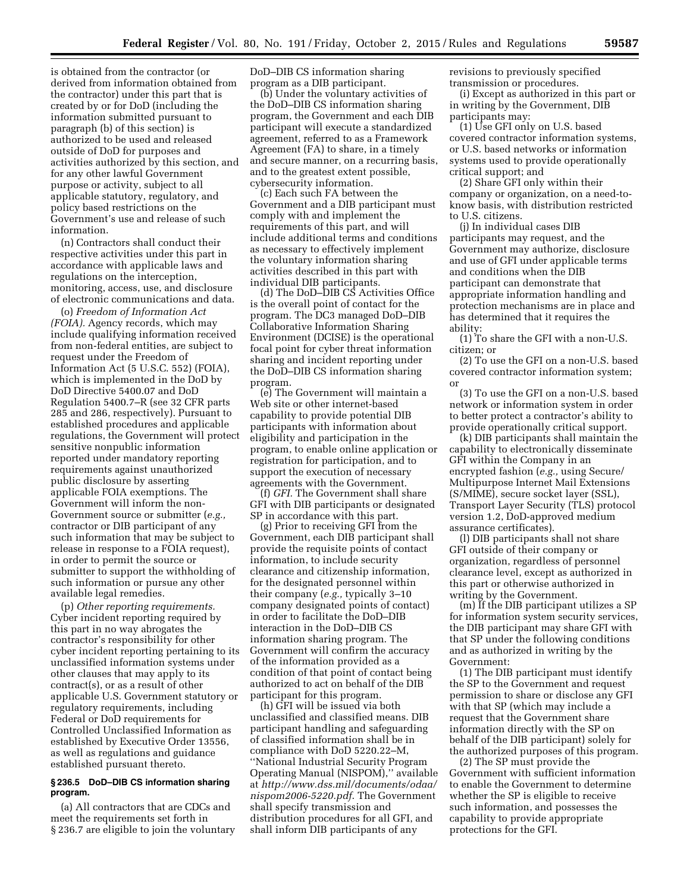is obtained from the contractor (or derived from information obtained from the contractor) under this part that is created by or for DoD (including the information submitted pursuant to paragraph (b) of this section) is authorized to be used and released outside of DoD for purposes and activities authorized by this section, and for any other lawful Government purpose or activity, subject to all applicable statutory, regulatory, and policy based restrictions on the Government's use and release of such information.

(n) Contractors shall conduct their respective activities under this part in accordance with applicable laws and regulations on the interception, monitoring, access, use, and disclosure of electronic communications and data.

(o) *Freedom of Information Act (FOIA).* Agency records, which may include qualifying information received from non-federal entities, are subject to request under the Freedom of Information Act (5 U.S.C. 552) (FOIA), which is implemented in the DoD by DoD Directive 5400.07 and DoD Regulation 5400.7–R (see 32 CFR parts 285 and 286, respectively). Pursuant to established procedures and applicable regulations, the Government will protect sensitive nonpublic information reported under mandatory reporting requirements against unauthorized public disclosure by asserting applicable FOIA exemptions. The Government will inform the non-Government source or submitter (*e.g.,* contractor or DIB participant of any such information that may be subject to release in response to a FOIA request), in order to permit the source or submitter to support the withholding of such information or pursue any other available legal remedies.

(p) *Other reporting requirements.* Cyber incident reporting required by this part in no way abrogates the contractor's responsibility for other cyber incident reporting pertaining to its unclassified information systems under other clauses that may apply to its contract(s), or as a result of other applicable U.S. Government statutory or regulatory requirements, including Federal or DoD requirements for Controlled Unclassified Information as established by Executive Order 13556, as well as regulations and guidance established pursuant thereto.

### § 236.5 DoD–DIB CS information sharing program.

(a) All contractors that are CDCs and meet the requirements set forth in § 236.7 are eligible to join the voluntary DoD–DIB CS information sharing program as a DIB participant.

(b) Under the voluntary activities of the DoD–DIB CS information sharing program, the Government and each DIB participant will execute a standardized agreement, referred to as a Framework Agreement (FA) to share, in a timely and secure manner, on a recurring basis, and to the greatest extent possible, cybersecurity information.

(c) Each such FA between the Government and a DIB participant must comply with and implement the requirements of this part, and will include additional terms and conditions as necessary to effectively implement the voluntary information sharing activities described in this part with individual DIB participants.

(d) The DoD–DIB CS Activities Office is the overall point of contact for the program. The DC3 managed DoD–DIB Collaborative Information Sharing Environment (DCISE) is the operational focal point for cyber threat information sharing and incident reporting under the DoD–DIB CS information sharing program.

(e) The Government will maintain a Web site or other internet-based capability to provide potential DIB participants with information about eligibility and participation in the program, to enable online application or registration for participation, and to support the execution of necessary agreements with the Government.

(f) *GFI.* The Government shall share GFI with DIB participants or designated SP in accordance with this part.

(g) Prior to receiving GFI from the Government, each DIB participant shall provide the requisite points of contact information, to include security clearance and citizenship information, for the designated personnel within their company (*e.g.,* typically 3–10 company designated points of contact) in order to facilitate the DoD–DIB interaction in the DoD–DIB CS information sharing program. The Government will confirm the accuracy of the information provided as a condition of that point of contact being authorized to act on behalf of the DIB participant for this program.

(h) GFI will be issued via both unclassified and classified means. DIB participant handling and safeguarding of classified information shall be in compliance with DoD 5220.22–M, ''National Industrial Security Program Operating Manual (NISPOM),'' available at *http://www.dss.mil/documents/odaa/nispom2006-5220.pdf.* The Government shall specify transmission and distribution procedures for all GFI, and shall inform DIB participants of any revisions to previously specified transmission or procedures.

(i) Except as authorized in this part or in writing by the Government, DIB participants may:

(1) Use GFI only on U.S. based covered contractor information systems, or U.S. based networks or information systems used to provide operationally critical support; and

(2) Share GFI only within their company or organization, on a need-to-know basis, with distribution restricted to U.S. citizens.

(j) In individual cases DIB participants may request, and the Government may authorize, disclosure and use of GFI under applicable terms and conditions when the DIB participant can demonstrate that appropriate information handling and protection mechanisms are in place and has determined that it requires the ability:

(1) To share the GFI with a non-U.S. citizen; or

(2) To use the GFI on a non-U.S. based covered contractor information system; or

(3) To use the GFI on a non-U.S. based network or information system in order to better protect a contractor's ability to provide operationally critical support.

(k) DIB participants shall maintain the capability to electronically disseminate GFI within the Company in an encrypted fashion (*e.g.,* using Secure/Multipurpose Internet Mail Extensions (S/MIME), secure socket layer (SSL), Transport Layer Security (TLS) protocol version 1.2, DoD-approved medium assurance certificates).

(l) DIB participants shall not share GFI outside of their company or organization, regardless of personnel clearance level, except as authorized in this part or otherwise authorized in writing by the Government.

(m) If the DIB participant utilizes a SP for information system security services, the DIB participant may share GFI with that SP under the following conditions and as authorized in writing by the Government:

(1) The DIB participant must identify the SP to the Government and request permission to share or disclose any GFI with that SP (which may include a request that the Government share information directly with the SP on behalf of the DIB participant) solely for the authorized purposes of this program.

(2) The SP must provide the Government with sufficient information to enable the Government to determine whether the SP is eligible to receive such information, and possesses the capability to provide appropriate protections for the GFI.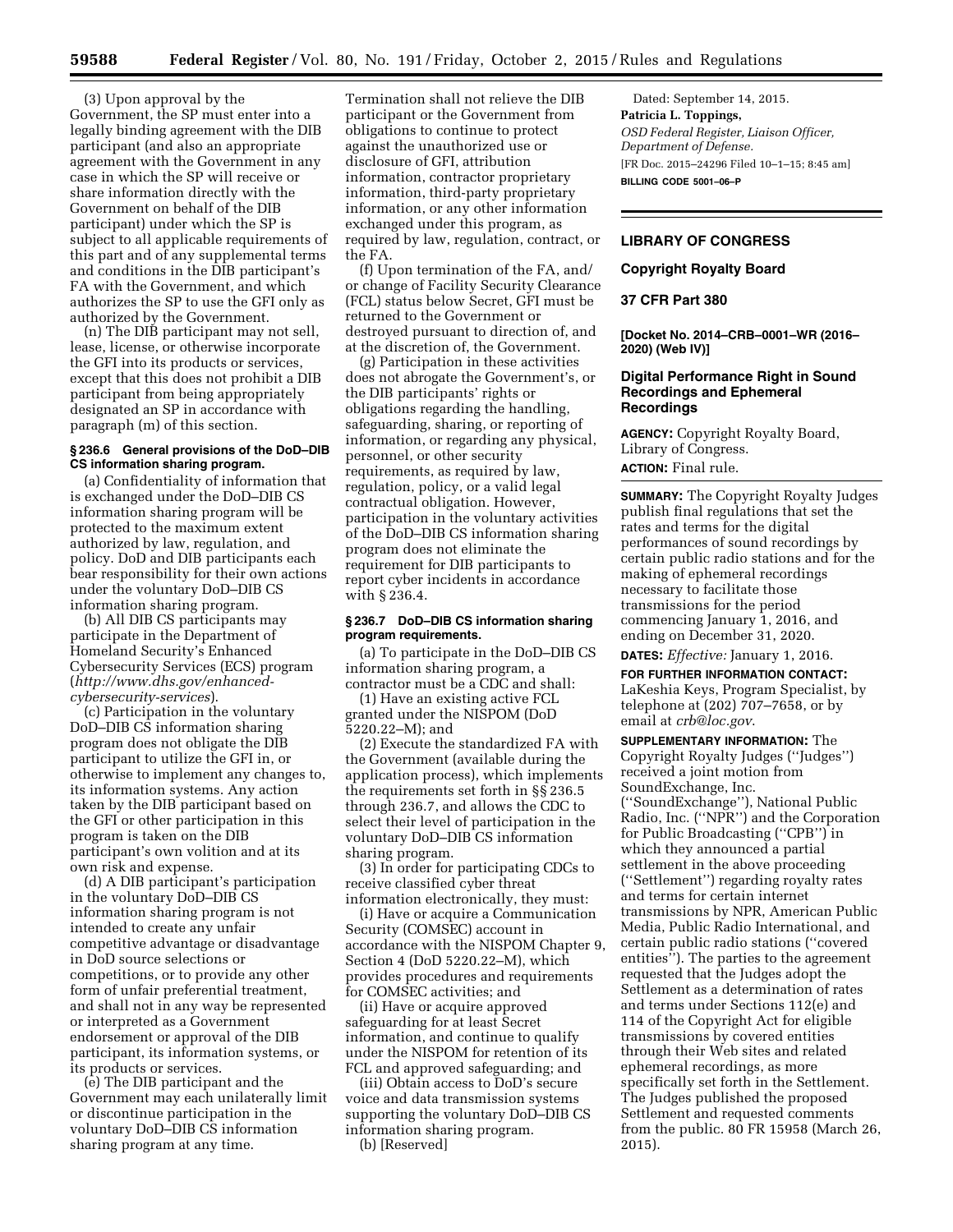(3) Upon approval by the Government, the SP must enter into a legally binding agreement with the DIB participant (and also an appropriate agreement with the Government in any case in which the SP will receive or share information directly with the Government on behalf of the DIB participant) under which the SP is subject to all applicable requirements of this part and of any supplemental terms and conditions in the DIB participant's FA with the Government, and which authorizes the SP to use the GFI only as authorized by the Government.

(n) The DIB participant may not sell, lease, license, or otherwise incorporate the GFI into its products or services, except that this does not prohibit a DIB participant from being appropriately designated an SP in accordance with paragraph (m) of this section.

**§ 236.6 General provisions of the DoD–DIB CS information sharing program.**

(a) Confidentiality of information that is exchanged under the DoD–DIB CS information sharing program will be protected to the maximum extent authorized by law, regulation, and policy. DoD and DIB participants each bear responsibility for their own actions under the voluntary DoD–DIB CS information sharing program.

(b) All DIB CS participants may participate in the Department of Homeland Security's Enhanced Cybersecurity Services (ECS) program (*http://www.dhs.gov/enhanced-cybersecurity-services*).

(c) Participation in the voluntary DoD–DIB CS information sharing program does not obligate the DIB participant to utilize the GFI in, or otherwise to implement any changes to, its information systems. Any action taken by the DIB participant based on the GFI or other participation in this program is taken on the DIB participant's own volition and at its own risk and expense.

(d) A DIB participant's participation in the voluntary DoD–DIB CS information sharing program is not intended to create any unfair competitive advantage or disadvantage in DoD source selections or competitions, or to provide any other form of unfair preferential treatment, and shall not in any way be represented or interpreted as a Government endorsement or approval of the DIB participant, its information systems, or its products or services.

(e) The DIB participant and the Government may each unilaterally limit or discontinue participation in the voluntary DoD–DIB CS information sharing program at any time. Termination shall not relieve the DIB participant or the Government from obligations to continue to protect against the unauthorized use or disclosure of GFI, attribution information, contractor proprietary information, third-party proprietary information, or any other information exchanged under this program, as required by law, regulation, contract, or the FA.

(f) Upon termination of the FA, and/or change of Facility Security Clearance (FCL) status below Secret, GFI must be returned to the Government or destroyed pursuant to direction of, and at the discretion of, the Government.

(g) Participation in these activities does not abrogate the Government's, or the DIB participants' rights or obligations regarding the handling, safeguarding, sharing, or reporting of information, or regarding any physical, personnel, or other security requirements, as required by law, regulation, policy, or a valid legal contractual obligation. However, participation in the voluntary activities of the DoD–DIB CS information sharing program does not eliminate the requirement for DIB participants to report cyber incidents in accordance with § 236.4.

**§ 236.7 DoD–DIB CS information sharing program requirements.**

(a) To participate in the DoD–DIB CS information sharing program, a contractor must be a CDC and shall:

(1) Have an existing active FCL granted under the NISPOM (DoD 5220.22–M); and

(2) Execute the standardized FA with the Government (available during the application process), which implements the requirements set forth in §§ 236.5 through 236.7, and allows the CDC to select their level of participation in the voluntary DoD–DIB CS information sharing program.

(3) In order for participating CDCs to receive classified cyber threat information electronically, they must:

(i) Have or acquire a Communication Security (COMSEC) account in accordance with the NISPOM Chapter 9, Section 4 (DoD 5220.22–M), which provides procedures and requirements for COMSEC activities; and

(ii) Have or acquire approved safeguarding for at least Secret information, and continue to qualify under the NISPOM for retention of its FCL and approved safeguarding; and

(iii) Obtain access to DoD's secure voice and data transmission systems supporting the voluntary DoD–DIB CS information sharing program.

(b) [Reserved]

Dated: September 14, 2015.

**Patricia L. Toppings,**

*OSD Federal Register, Liaison Officer, Department of Defense.*

[FR Doc. 2015–24296 Filed 10–1–15; 8:45 am]

**BILLING CODE 5001–06–P**

---

## LIBRARY OF CONGRESS

### Copyright Royalty Board

### 37 CFR Part 380

**[Docket No. 2014–CRB–0001–WR (2016–2020) (Web IV)]**

### Digital Performance Right in Sound Recordings and Ephemeral Recordings

**AGENCY:** Copyright Royalty Board, Library of Congress.

**ACTION:** Final rule.

**SUMMARY:** The Copyright Royalty Judges publish final regulations that set the rates and terms for the digital performances of sound recordings by certain public radio stations and for the making of ephemeral recordings necessary to facilitate those transmissions for the period commencing January 1, 2016, and ending on December 31, 2020.

**DATES:** *Effective:* January 1, 2016.

**FOR FURTHER INFORMATION CONTACT:** LaKeshia Keys, Program Specialist, by telephone at (202) 707–7658, or by email at *crb@loc.gov*.

**SUPPLEMENTARY INFORMATION:** The Copyright Royalty Judges ("Judges") received a joint motion from SoundExchange, Inc. ("SoundExchange"), National Public Radio, Inc. ("NPR") and the Corporation for Public Broadcasting ("CPB") in which they announced a partial settlement in the above proceeding ("Settlement") regarding royalty rates and terms for certain internet transmissions by NPR, American Public Media, Public Radio International, and certain public radio stations ("covered entities"). The parties to the agreement requested that the Judges adopt the Settlement as a determination of rates and terms under Sections 112(e) and 114 of the Copyright Act for eligible transmissions by covered entities through their Web sites and related ephemeral recordings, as more specifically set forth in the Settlement. The Judges published the proposed Settlement and requested comments from the public. 80 FR 15958 (March 26, 2015).